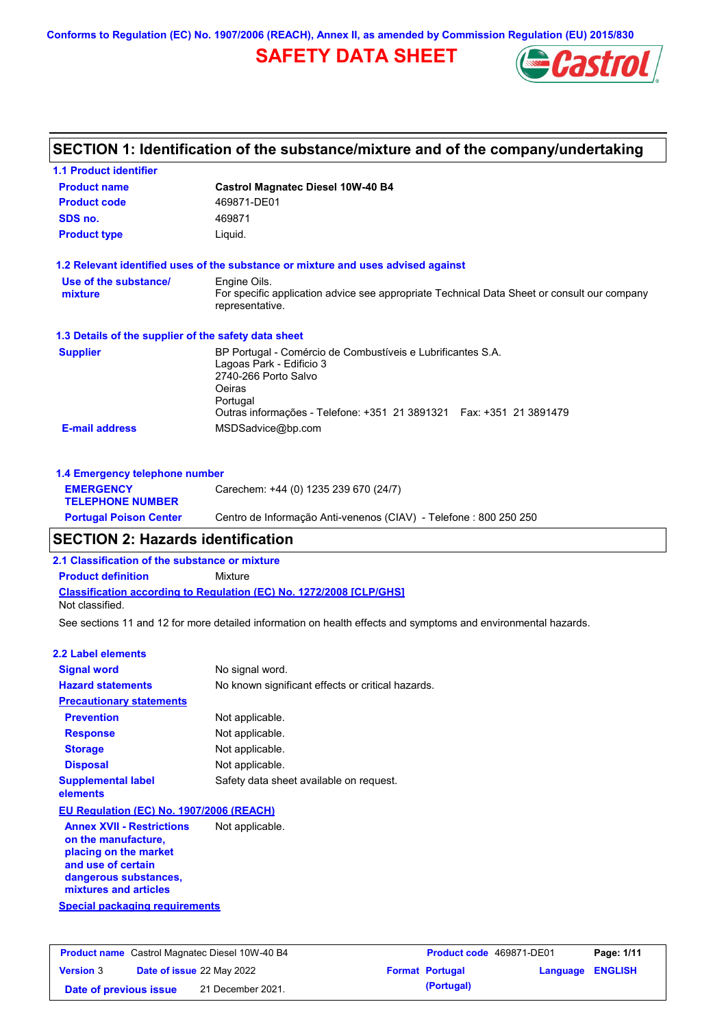Conforms to Regulation (EC) No. 1907/2006 (REACH), Annex II, as amended by Commission Regulation (EU) 2015/830

# SAFETY DATA SHEET

Castrol

## SECTION 1: Identification of the substance/mixture and of the company/undertaking

### 1.1 Product identifier

| | |
|---|---|
| **Product name** | **Castrol Magnatec Diesel 10W-40 B4** |
| **Product code** | 469871-DE01 |
| **SDS no.** | 469871 |
| **Product type** | Liquid. |

### 1.2 Relevant identified uses of the substance or mixture and uses advised against

| | |
|---|---|
| **Use of the substance/ mixture** | Engine Oils.<br>For specific application advice see appropriate Technical Data Sheet or consult our company representative. |

### 1.3 Details of the supplier of the safety data sheet

| | |
|---|---|
| **Supplier** | BP Portugal - Comércio de Combustíveis e Lubrificantes S.A.<br>Lagoas Park - Edificio 3<br>2740-266 Porto Salvo<br>Oeiras<br>Portugal<br>Outras informações - Telefone: +351 21 3891321 Fax: +351 21 3891479 |
| **E-mail address** | MSDSadvice@bp.com |

### 1.4 Emergency telephone number

| | |
|---|---|
| **EMERGENCY TELEPHONE NUMBER** | Carechem: +44 (0) 1235 239 670 (24/7) |
| **Portugal Poison Center** | Centro de Informação Anti-venenos (CIAV) - Telefone : 800 250 250 |

## SECTION 2: Hazards identification

### 2.1 Classification of the substance or mixture

**Product definition** Mixture

**Classification according to Regulation (EC) No. 1272/2008 [CLP/GHS]**

Not classified.

See sections 11 and 12 for more detailed information on health effects and symptoms and environmental hazards.

### 2.2 Label elements

| | |
|---|---|
| **Signal word** | No signal word. |
| **Hazard statements** | No known significant effects or critical hazards. |
| **Precautionary statements** | |
| **Prevention** | Not applicable. |
| **Response** | Not applicable. |
| **Storage** | Not applicable. |
| **Disposal** | Not applicable. |
| **Supplemental label elements** | Safety data sheet available on request. |

**EU Regulation (EC) No. 1907/2006 (REACH)**

| | |
|---|---|
| **Annex XVII - Restrictions on the manufacture, placing on the market and use of certain dangerous substances, mixtures and articles** | Not applicable. |

**Special packaging requirements**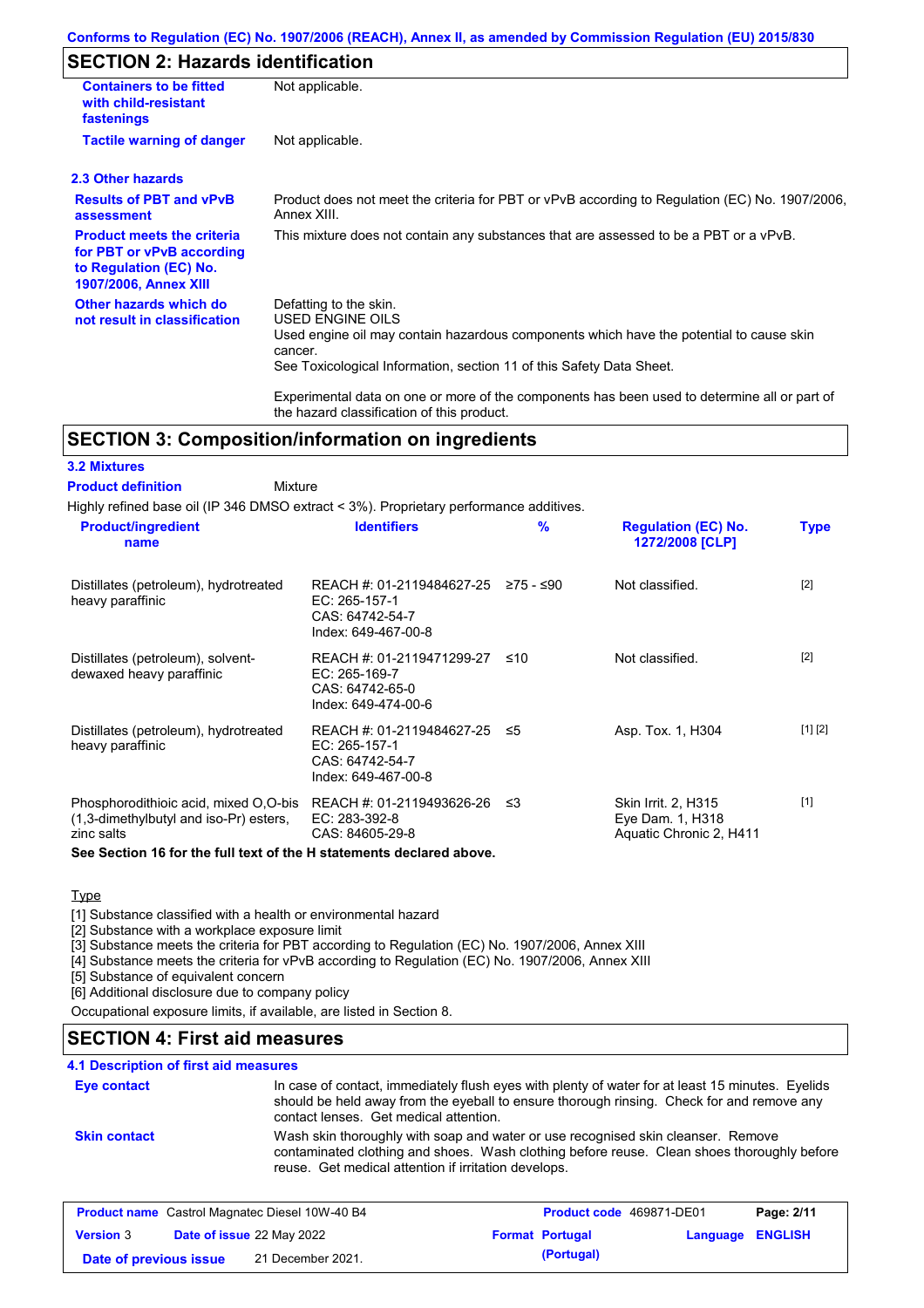## SECTION 2: Hazards identification

| | |
|---|---|
| **Containers to be fitted with child-resistant fastenings** | Not applicable. |
| **Tactile warning of danger** | Not applicable. |

### 2.3 Other hazards

| | |
|---|---|
| **Results of PBT and vPvB assessment** | Product does not meet the criteria for PBT or vPvB according to Regulation (EC) No. 1907/2006, Annex XIII. |
| **Product meets the criteria for PBT or vPvB according to Regulation (EC) No. 1907/2006, Annex XIII** | This mixture does not contain any substances that are assessed to be a PBT or a vPvB. |
| **Other hazards which do not result in classification** | Defatting to the skin.<br>USED ENGINE OILS<br>Used engine oil may contain hazardous components which have the potential to cause skin cancer.<br>See Toxicological Information, section 11 of this Safety Data Sheet.<br><br>Experimental data on one or more of the components has been used to determine all or part of the hazard classification of this product. |

## SECTION 3: Composition/information on ingredients

### 3.2 Mixtures

**Product definition** Mixture

Highly refined base oil (IP 346 DMSO extract < 3%). Proprietary performance additives.

| Product/ingredient name | Identifiers | % | Regulation (EC) No. 1272/2008 [CLP] | Type |
|---|---|---|---|---|
| Distillates (petroleum), hydrotreated heavy paraffinic | REACH #: 01-2119484627-25<br>EC: 265-157-1<br>CAS: 64742-54-7<br>Index: 649-467-00-8 | ≥75 - ≤90 | Not classified. | [2] |
| Distillates (petroleum), solvent-dewaxed heavy paraffinic | REACH #: 01-2119471299-27<br>EC: 265-169-7<br>CAS: 64742-65-0<br>Index: 649-474-00-6 | ≤10 | Not classified. | [2] |
| Distillates (petroleum), hydrotreated heavy paraffinic | REACH #: 01-2119484627-25<br>EC: 265-157-1<br>CAS: 64742-54-7<br>Index: 649-467-00-8 | ≤5 | Asp. Tox. 1, H304 | [1] [2] |
| Phosphorodithioic acid, mixed O,O-bis (1,3-dimethylbutyl and iso-Pr) esters, zinc salts | REACH #: 01-2119493626-26<br>EC: 283-392-8<br>CAS: 84605-29-8 | ≤3 | Skin Irrit. 2, H315<br>Eye Dam. 1, H318<br>Aquatic Chronic 2, H411 | [1] |

**See Section 16 for the full text of the H statements declared above.**

Type

[1] Substance classified with a health or environmental hazard
[2] Substance with a workplace exposure limit
[3] Substance meets the criteria for PBT according to Regulation (EC) No. 1907/2006, Annex XIII
[4] Substance meets the criteria for vPvB according to Regulation (EC) No. 1907/2006, Annex XIII
[5] Substance of equivalent concern
[6] Additional disclosure due to company policy

Occupational exposure limits, if available, are listed in Section 8.

## SECTION 4: First aid measures

### 4.1 Description of first aid measures

| | |
|---|---|
| **Eye contact** | In case of contact, immediately flush eyes with plenty of water for at least 15 minutes. Eyelids should be held away from the eyeball to ensure thorough rinsing. Check for and remove any contact lenses. Get medical attention. |
| **Skin contact** | Wash skin thoroughly with soap and water or use recognised skin cleanser. Remove contaminated clothing and shoes. Wash clothing before reuse. Clean shoes thoroughly before reuse. Get medical attention if irritation develops. |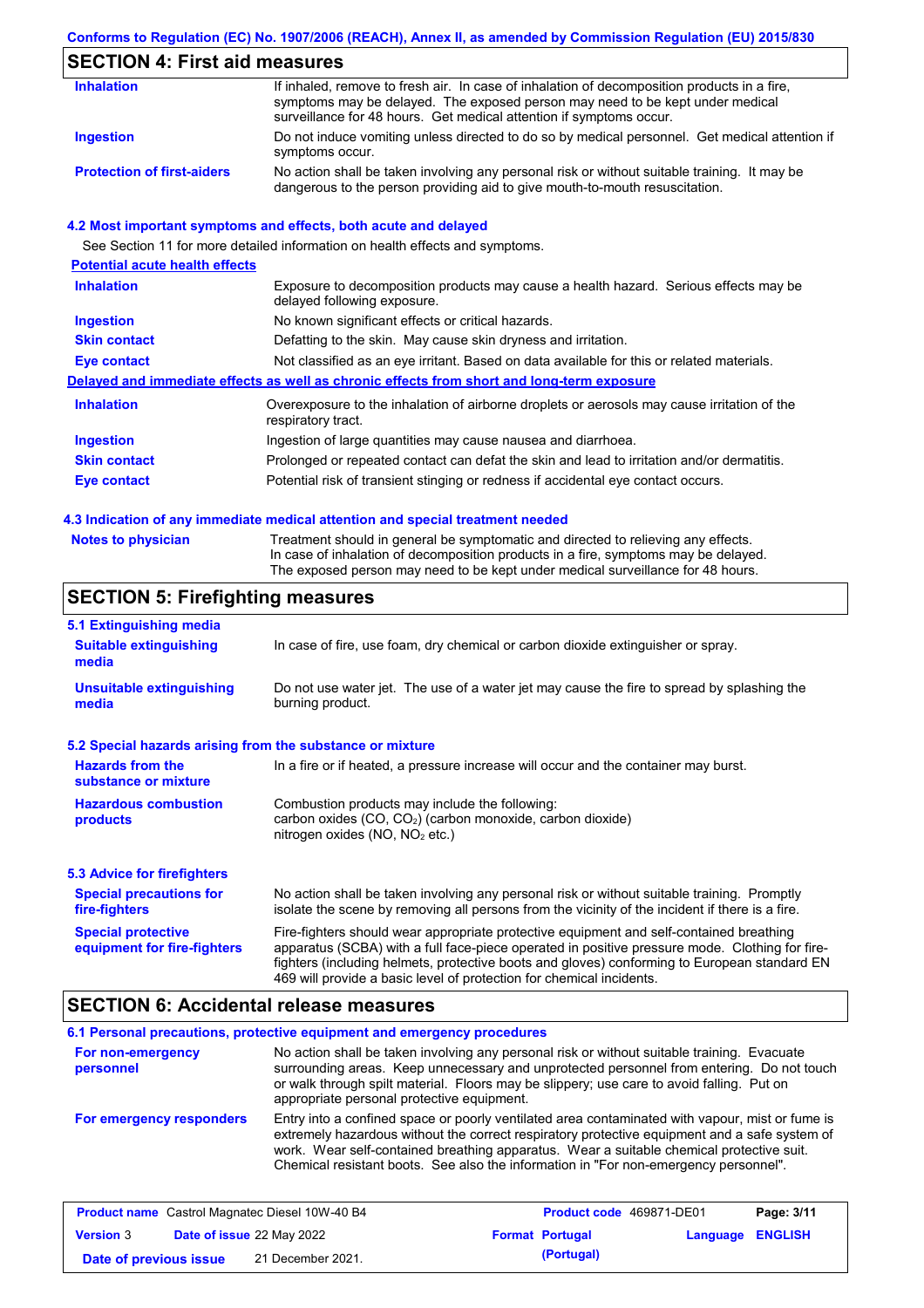## SECTION 4: First aid measures

| | |
|---|---|
| **Inhalation** | If inhaled, remove to fresh air. In case of inhalation of decomposition products in a fire, symptoms may be delayed. The exposed person may need to be kept under medical surveillance for 48 hours. Get medical attention if symptoms occur. |
| **Ingestion** | Do not induce vomiting unless directed to do so by medical personnel. Get medical attention if symptoms occur. |
| **Protection of first-aiders** | No action shall be taken involving any personal risk or without suitable training. It may be dangerous to the person providing aid to give mouth-to-mouth resuscitation. |

### 4.2 Most important symptoms and effects, both acute and delayed

See Section 11 for more detailed information on health effects and symptoms.

**Potential acute health effects**

| | |
|---|---|
| **Inhalation** | Exposure to decomposition products may cause a health hazard. Serious effects may be delayed following exposure. |
| **Ingestion** | No known significant effects or critical hazards. |
| **Skin contact** | Defatting to the skin. May cause skin dryness and irritation. |
| **Eye contact** | Not classified as an eye irritant. Based on data available for this or related materials. |

**Delayed and immediate effects as well as chronic effects from short and long-term exposure**

| | |
|---|---|
| **Inhalation** | Overexposure to the inhalation of airborne droplets or aerosols may cause irritation of the respiratory tract. |
| **Ingestion** | Ingestion of large quantities may cause nausea and diarrhoea. |
| **Skin contact** | Prolonged or repeated contact can defat the skin and lead to irritation and/or dermatitis. |
| **Eye contact** | Potential risk of transient stinging or redness if accidental eye contact occurs. |

### 4.3 Indication of any immediate medical attention and special treatment needed

| | |
|---|---|
| **Notes to physician** | Treatment should in general be symptomatic and directed to relieving any effects. In case of inhalation of decomposition products in a fire, symptoms may be delayed. The exposed person may need to be kept under medical surveillance for 48 hours. |

## SECTION 5: Firefighting measures

### 5.1 Extinguishing media

| | |
|---|---|
| **Suitable extinguishing media** | In case of fire, use foam, dry chemical or carbon dioxide extinguisher or spray. |
| **Unsuitable extinguishing media** | Do not use water jet. The use of a water jet may cause the fire to spread by splashing the burning product. |

### 5.2 Special hazards arising from the substance or mixture

| | |
|---|---|
| **Hazards from the substance or mixture** | In a fire or if heated, a pressure increase will occur and the container may burst. |
| **Hazardous combustion products** | Combustion products may include the following: carbon oxides (CO, $CO_2$) (carbon monoxide, carbon dioxide) nitrogen oxides (NO, $NO_2$ etc.) |

### 5.3 Advice for firefighters

| | |
|---|---|
| **Special precautions for fire-fighters** | No action shall be taken involving any personal risk or without suitable training. Promptly isolate the scene by removing all persons from the vicinity of the incident if there is a fire. |
| **Special protective equipment for fire-fighters** | Fire-fighters should wear appropriate protective equipment and self-contained breathing apparatus (SCBA) with a full face-piece operated in positive pressure mode. Clothing for fire-fighters (including helmets, protective boots and gloves) conforming to European standard EN 469 will provide a basic level of protection for chemical incidents. |

## SECTION 6: Accidental release measures

### 6.1 Personal precautions, protective equipment and emergency procedures

| | |
|---|---|
| **For non-emergency personnel** | No action shall be taken involving any personal risk or without suitable training. Evacuate surrounding areas. Keep unnecessary and unprotected personnel from entering. Do not touch or walk through spilt material. Floors may be slippery; use care to avoid falling. Put on appropriate personal protective equipment. |
| **For emergency responders** | Entry into a confined space or poorly ventilated area contaminated with vapour, mist or fume is extremely hazardous without the correct respiratory protective equipment and a safe system of work. Wear self-contained breathing apparatus. Wear a suitable chemical protective suit. Chemical resistant boots. See also the information in "For non-emergency personnel". |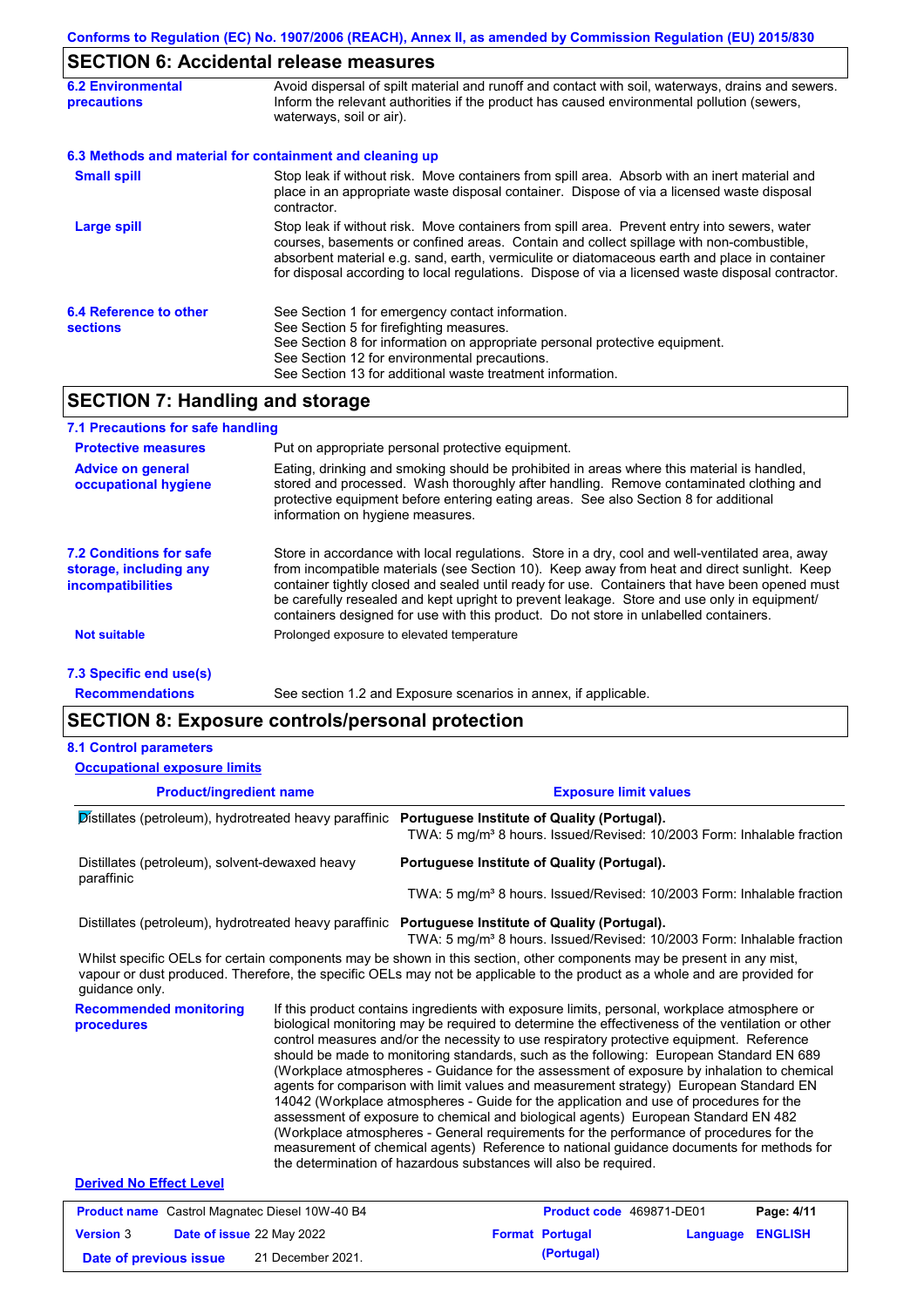## SECTION 6: Accidental release measures

**6.2 Environmental precautions**

Avoid dispersal of spilt material and runoff and contact with soil, waterways, drains and sewers. Inform the relevant authorities if the product has caused environmental pollution (sewers, waterways, soil or air).

### 6.3 Methods and material for containment and cleaning up

**Small spill**

Stop leak if without risk. Move containers from spill area. Absorb with an inert material and place in an appropriate waste disposal container. Dispose of via a licensed waste disposal contractor.

**Large spill**

Stop leak if without risk. Move containers from spill area. Prevent entry into sewers, water courses, basements or confined areas. Contain and collect spillage with non-combustible, absorbent material e.g. sand, earth, vermiculite or diatomaceous earth and place in container for disposal according to local regulations. Dispose of via a licensed waste disposal contractor.

**6.4 Reference to other sections**

See Section 1 for emergency contact information.
See Section 5 for firefighting measures.
See Section 8 for information on appropriate personal protective equipment.
See Section 12 for environmental precautions.
See Section 13 for additional waste treatment information.

## SECTION 7: Handling and storage

### 7.1 Precautions for safe handling

**Protective measures**

Put on appropriate personal protective equipment.

**Advice on general occupational hygiene**

Eating, drinking and smoking should be prohibited in areas where this material is handled, stored and processed. Wash thoroughly after handling. Remove contaminated clothing and protective equipment before entering eating areas. See also Section 8 for additional information on hygiene measures.

**7.2 Conditions for safe storage, including any incompatibilities**

Store in accordance with local regulations. Store in a dry, cool and well-ventilated area, away from incompatible materials (see Section 10). Keep away from heat and direct sunlight. Keep container tightly closed and sealed until ready for use. Containers that have been opened must be carefully resealed and kept upright to prevent leakage. Store and use only in equipment/containers designed for use with this product. Do not store in unlabelled containers.

**Not suitable**

Prolonged exposure to elevated temperature

### 7.3 Specific end use(s)

**Recommendations**

See section 1.2 and Exposure scenarios in annex, if applicable.

## SECTION 8: Exposure controls/personal protection

### 8.1 Control parameters

**Occupational exposure limits**

| Product/ingredient name | Exposure limit values |
|---|---|
| Distillates (petroleum), hydrotreated heavy paraffinic | **Portuguese Institute of Quality (Portugal).** TWA: 5 mg/m³ 8 hours. Issued/Revised: 10/2003 Form: Inhalable fraction |
| Distillates (petroleum), solvent-dewaxed heavy paraffinic | **Portuguese Institute of Quality (Portugal).** TWA: 5 mg/m³ 8 hours. Issued/Revised: 10/2003 Form: Inhalable fraction |
| Distillates (petroleum), hydrotreated heavy paraffinic | **Portuguese Institute of Quality (Portugal).** TWA: 5 mg/m³ 8 hours. Issued/Revised: 10/2003 Form: Inhalable fraction |

Whilst specific OELs for certain components may be shown in this section, other components may be present in any mist, vapour or dust produced. Therefore, the specific OELs may not be applicable to the product as a whole and are provided for guidance only.

**Recommended monitoring procedures**

If this product contains ingredients with exposure limits, personal, workplace atmosphere or biological monitoring may be required to determine the effectiveness of the ventilation or other control measures and/or the necessity to use respiratory protective equipment. Reference should be made to monitoring standards, such as the following: European Standard EN 689 (Workplace atmospheres - Guidance for the assessment of exposure by inhalation to chemical agents for comparison with limit values and measurement strategy) European Standard EN 14042 (Workplace atmospheres - Guide for the application and use of procedures for the assessment of exposure to chemical and biological agents) European Standard EN 482 (Workplace atmospheres - General requirements for the performance of procedures for the measurement of chemical agents) Reference to national guidance documents for methods for the determination of hazardous substances will also be required.

**Derived No Effect Level**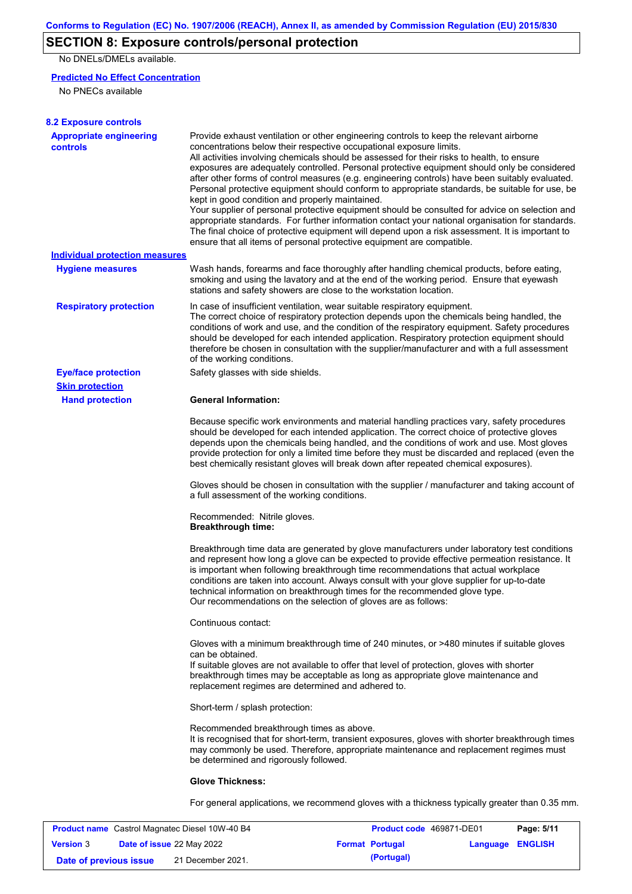## SECTION 8: Exposure controls/personal protection

No DNELs/DMELs available.

**Predicted No Effect Concentration**

No PNECs available

### 8.2 Exposure controls

**Appropriate engineering controls**

Provide exhaust ventilation or other engineering controls to keep the relevant airborne concentrations below their respective occupational exposure limits.
All activities involving chemicals should be assessed for their risks to health, to ensure exposures are adequately controlled. Personal protective equipment should only be considered after other forms of control measures (e.g. engineering controls) have been suitably evaluated. Personal protective equipment should conform to appropriate standards, be suitable for use, be kept in good condition and properly maintained.
Your supplier of personal protective equipment should be consulted for advice on selection and appropriate standards. For further information contact your national organisation for standards.
The final choice of protective equipment will depend upon a risk assessment. It is important to ensure that all items of personal protective equipment are compatible.

**Individual protection measures**

**Hygiene measures**

Wash hands, forearms and face thoroughly after handling chemical products, before eating, smoking and using the lavatory and at the end of the working period. Ensure that eyewash stations and safety showers are close to the workstation location.

**Respiratory protection**

In case of insufficient ventilation, wear suitable respiratory equipment.
The correct choice of respiratory protection depends upon the chemicals being handled, the conditions of work and use, and the condition of the respiratory equipment. Safety procedures should be developed for each intended application. Respiratory protection equipment should therefore be chosen in consultation with the supplier/manufacturer and with a full assessment of the working conditions.

**Eye/face protection**

Safety glasses with side shields.

**Skin protection**

**Hand protection**

**General Information:**

Because specific work environments and material handling practices vary, safety procedures should be developed for each intended application. The correct choice of protective gloves depends upon the chemicals being handled, and the conditions of work and use. Most gloves provide protection for only a limited time before they must be discarded and replaced (even the best chemically resistant gloves will break down after repeated chemical exposures).

Gloves should be chosen in consultation with the supplier / manufacturer and taking account of a full assessment of the working conditions.

Recommended: Nitrile gloves.
**Breakthrough time:**

Breakthrough time data are generated by glove manufacturers under laboratory test conditions and represent how long a glove can be expected to provide effective permeation resistance. It is important when following breakthrough time recommendations that actual workplace conditions are taken into account. Always consult with your glove supplier for up-to-date technical information on breakthrough times for the recommended glove type.
Our recommendations on the selection of gloves are as follows:

Continuous contact:

Gloves with a minimum breakthrough time of 240 minutes, or >480 minutes if suitable gloves can be obtained.
If suitable gloves are not available to offer that level of protection, gloves with shorter breakthrough times may be acceptable as long as appropriate glove maintenance and replacement regimes are determined and adhered to.

Short-term / splash protection:

Recommended breakthrough times as above.
It is recognised that for short-term, transient exposures, gloves with shorter breakthrough times may commonly be used. Therefore, appropriate maintenance and replacement regimes must be determined and rigorously followed.

**Glove Thickness:**

For general applications, we recommend gloves with a thickness typically greater than 0.35 mm.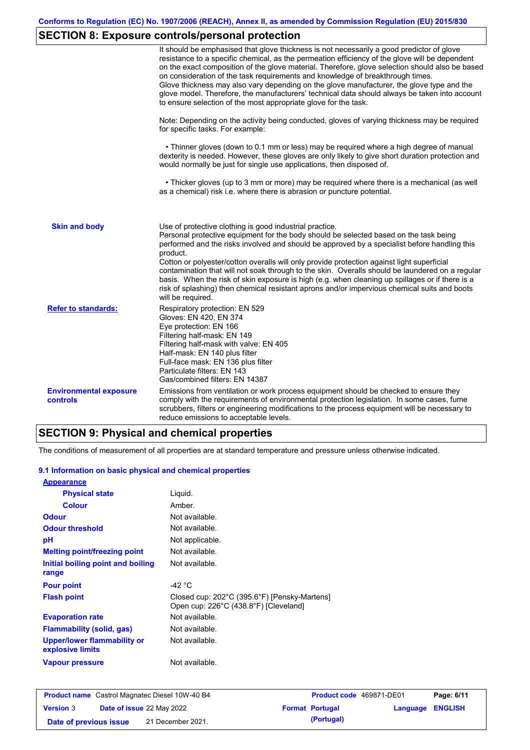## SECTION 8: Exposure controls/personal protection

It should be emphasised that glove thickness is not necessarily a good predictor of glove resistance to a specific chemical, as the permeation efficiency of the glove will be dependent on the exact composition of the glove material. Therefore, glove selection should also be based on consideration of the task requirements and knowledge of breakthrough times.
Glove thickness may also vary depending on the glove manufacturer, the glove type and the glove model. Therefore, the manufacturers' technical data should always be taken into account to ensure selection of the most appropriate glove for the task.

Note: Depending on the activity being conducted, gloves of varying thickness may be required for specific tasks. For example:

• Thinner gloves (down to 0.1 mm or less) may be required where a high degree of manual dexterity is needed. However, these gloves are only likely to give short duration protection and would normally be just for single use applications, then disposed of.

• Thicker gloves (up to 3 mm or more) may be required where there is a mechanical (as well as a chemical) risk i.e. where there is abrasion or puncture potential.

**Skin and body**

Use of protective clothing is good industrial practice.
Personal protective equipment for the body should be selected based on the task being performed and the risks involved and should be approved by a specialist before handling this product.
Cotton or polyester/cotton overalls will only provide protection against light superficial contamination that will not soak through to the skin. Overalls should be laundered on a regular basis. When the risk of skin exposure is high (e.g. when cleaning up spillages or if there is a risk of splashing) then chemical resistant aprons and/or impervious chemical suits and boots will be required.

**Refer to standards:**

Respiratory protection: EN 529
Gloves: EN 420, EN 374
Eye protection: EN 166
Filtering half-mask: EN 149
Filtering half-mask with valve: EN 405
Half-mask: EN 140 plus filter
Full-face mask: EN 136 plus filter
Particulate filters: EN 143
Gas/combined filters: EN 14387

**Environmental exposure controls**

Emissions from ventilation or work process equipment should be checked to ensure they comply with the requirements of environmental protection legislation. In some cases, fume scrubbers, filters or engineering modifications to the process equipment will be necessary to reduce emissions to acceptable levels.

## SECTION 9: Physical and chemical properties

The conditions of measurement of all properties are at standard temperature and pressure unless otherwise indicated.

### 9.1 Information on basic physical and chemical properties

**Appearance**

| | |
|---|---|
| **Physical state** | Liquid. |
| **Colour** | Amber. |
| **Odour** | Not available. |
| **Odour threshold** | Not available. |
| **pH** | Not applicable. |
| **Melting point/freezing point** | Not available. |
| **Initial boiling point and boiling range** | Not available. |
| **Pour point** | -42 °C |
| **Flash point** | Closed cup: 202°C (395.6°F) [Pensky-Martens]<br>Open cup: 226°C (438.8°F) [Cleveland] |
| **Evaporation rate** | Not available. |
| **Flammability (solid, gas)** | Not available. |
| **Upper/lower flammability or explosive limits** | Not available. |
| **Vapour pressure** | Not available. |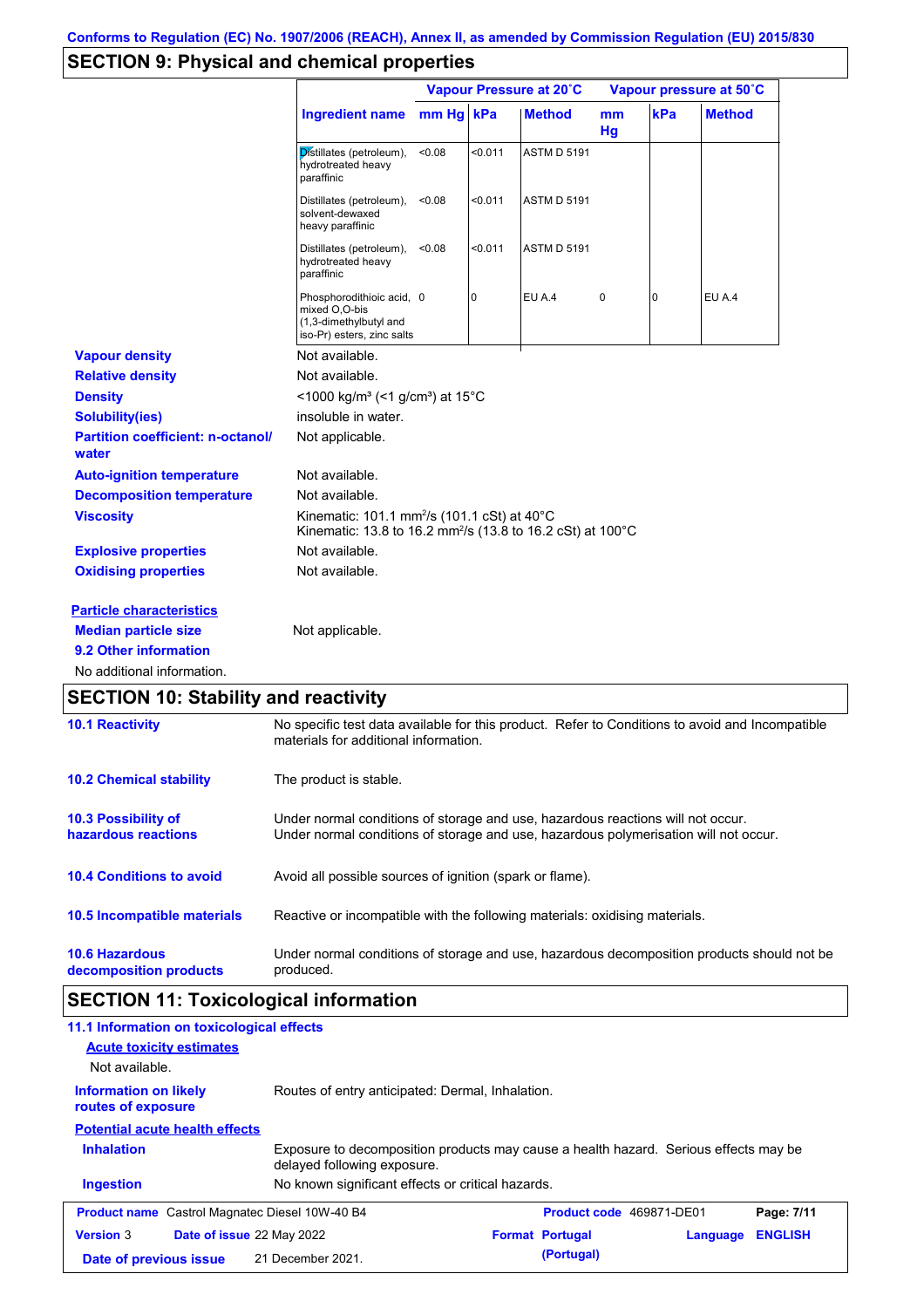## SECTION 9: Physical and chemical properties

| Ingredient name | Vapour Pressure at 20˚C | | | Vapour pressure at 50˚C | | |
|---|---|---|---|---|---|---|
| | mm Hg | kPa | Method | mm Hg | kPa | Method |
| Distillates (petroleum), hydrotreated heavy paraffinic | <0.08 | <0.011 | ASTM D 5191 | | | |
| Distillates (petroleum), solvent-dewaxed heavy paraffinic | <0.08 | <0.011 | ASTM D 5191 | | | |
| Distillates (petroleum), hydrotreated heavy paraffinic | <0.08 | <0.011 | ASTM D 5191 | | | |
| Phosphorodithioic acid, mixed O,O-bis (1,3-dimethylbutyl and iso-Pr) esters, zinc salts | 0 | 0 | EU A.4 | 0 | 0 | EU A.4 |

**Vapour density** Not available.

**Relative density** Not available.

**Density** <1000 kg/m³ (<1 g/cm³) at 15°C

**Solubility(ies)** insoluble in water.

**Partition coefficient: n-octanol/ water** Not applicable.

**Auto-ignition temperature** Not available.

**Decomposition temperature** Not available.

**Viscosity** Kinematic: 101.1 mm²/s (101.1 cSt) at 40°C
Kinematic: 13.8 to 16.2 mm²/s (13.8 to 16.2 cSt) at 100°C

**Explosive properties** Not available.

**Oxidising properties** Not available.

**Particle characteristics**

**Median particle size** Not applicable.

**9.2 Other information**

No additional information.

## SECTION 10: Stability and reactivity

**10.1 Reactivity** No specific test data available for this product. Refer to Conditions to avoid and Incompatible materials for additional information.

**10.2 Chemical stability** The product is stable.

**10.3 Possibility of hazardous reactions** Under normal conditions of storage and use, hazardous reactions will not occur.
Under normal conditions of storage and use, hazardous polymerisation will not occur.

**10.4 Conditions to avoid** Avoid all possible sources of ignition (spark or flame).

**10.5 Incompatible materials** Reactive or incompatible with the following materials: oxidising materials.

**10.6 Hazardous decomposition products** Under normal conditions of storage and use, hazardous decomposition products should not be produced.

## SECTION 11: Toxicological information

**11.1 Information on toxicological effects**

**Acute toxicity estimates**

Not available.

**Information on likely routes of exposure** Routes of entry anticipated: Dermal, Inhalation.

**Potential acute health effects**

**Inhalation** Exposure to decomposition products may cause a health hazard. Serious effects may be delayed following exposure.

**Ingestion** No known significant effects or critical hazards.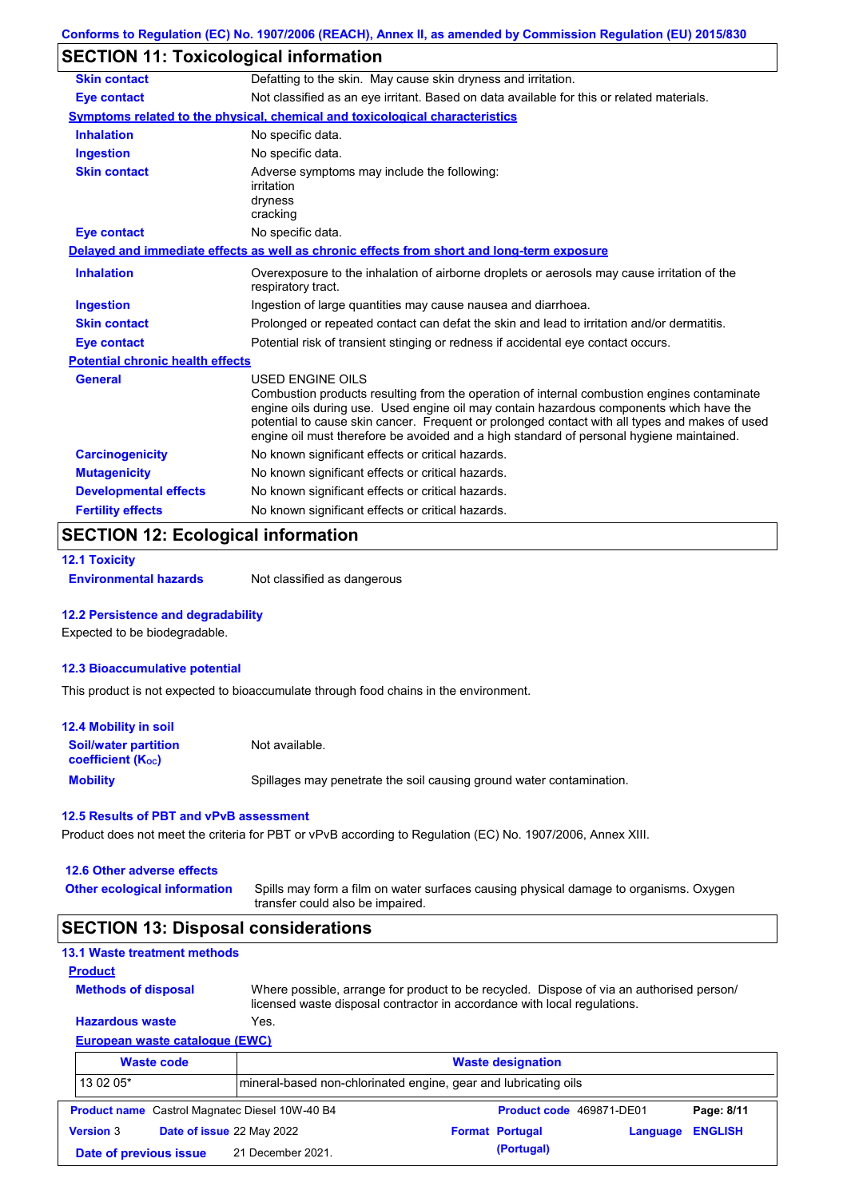## SECTION 11: Toxicological information

| | |
|---|---|
| **Skin contact** | Defatting to the skin. May cause skin dryness and irritation. |
| **Eye contact** | Not classified as an eye irritant. Based on data available for this or related materials. |

**Symptoms related to the physical, chemical and toxicological characteristics**

| | |
|---|---|
| **Inhalation** | No specific data. |
| **Ingestion** | No specific data. |
| **Skin contact** | Adverse symptoms may include the following: irritation dryness cracking |
| **Eye contact** | No specific data. |

**Delayed and immediate effects as well as chronic effects from short and long-term exposure**

| | |
|---|---|
| **Inhalation** | Overexposure to the inhalation of airborne droplets or aerosols may cause irritation of the respiratory tract. |
| **Ingestion** | Ingestion of large quantities may cause nausea and diarrhoea. |
| **Skin contact** | Prolonged or repeated contact can defat the skin and lead to irritation and/or dermatitis. |
| **Eye contact** | Potential risk of transient stinging or redness if accidental eye contact occurs. |

**Potential chronic health effects**

| | |
|---|---|
| **General** | USED ENGINE OILS<br>Combustion products resulting from the operation of internal combustion engines contaminate engine oils during use. Used engine oil may contain hazardous components which have the potential to cause skin cancer. Frequent or prolonged contact with all types and makes of used engine oil must therefore be avoided and a high standard of personal hygiene maintained. |
| **Carcinogenicity** | No known significant effects or critical hazards. |
| **Mutagenicity** | No known significant effects or critical hazards. |
| **Developmental effects** | No known significant effects or critical hazards. |
| **Fertility effects** | No known significant effects or critical hazards. |

## SECTION 12: Ecological information

### 12.1 Toxicity

**Environmental hazards** Not classified as dangerous

### 12.2 Persistence and degradability

Expected to be biodegradable.

### 12.3 Bioaccumulative potential

This product is not expected to bioaccumulate through food chains in the environment.

### 12.4 Mobility in soil

| | |
|---|---|
| **Soil/water partition coefficient ($K_{OC}$)** | Not available. |
| **Mobility** | Spillages may penetrate the soil causing ground water contamination. |

### 12.5 Results of PBT and vPvB assessment

Product does not meet the criteria for PBT or vPvB according to Regulation (EC) No. 1907/2006, Annex XIII.

### 12.6 Other adverse effects

**Other ecological information** Spills may form a film on water surfaces causing physical damage to organisms. Oxygen transfer could also be impaired.

## SECTION 13: Disposal considerations

### 13.1 Waste treatment methods

**Product**

| | |
|---|---|
| **Methods of disposal** | Where possible, arrange for product to be recycled. Dispose of via an authorised person/ licensed waste disposal contractor in accordance with local regulations. |
| **Hazardous waste** | Yes. |

**European waste catalogue (EWC)**

| Waste code | Waste designation |
|---|---|
| 13 02 05* | mineral-based non-chlorinated engine, gear and lubricating oils |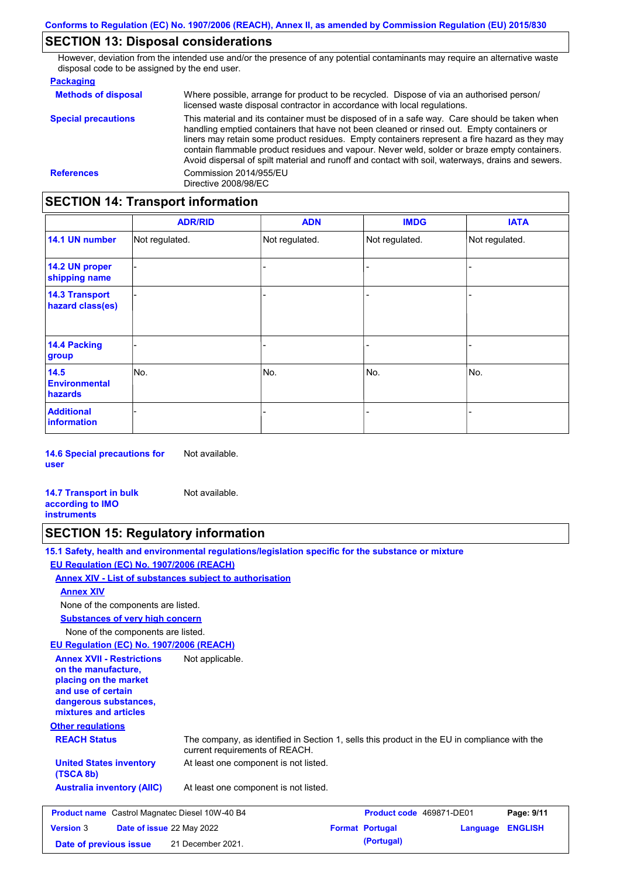## SECTION 13: Disposal considerations

However, deviation from the intended use and/or the presence of any potential contaminants may require an alternative waste disposal code to be assigned by the end user.

**Packaging**

**Methods of disposal** Where possible, arrange for product to be recycled. Dispose of via an authorised person/ licensed waste disposal contractor in accordance with local regulations.

**Special precautions** This material and its container must be disposed of in a safe way. Care should be taken when handling emptied containers that have not been cleaned or rinsed out. Empty containers or liners may retain some product residues. Empty containers represent a fire hazard as they may contain flammable product residues and vapour. Never weld, solder or braze empty containers. Avoid dispersal of spilt material and runoff and contact with soil, waterways, drains and sewers.

**References** Commission 2014/955/EU
Directive 2008/98/EC

## SECTION 14: Transport information

| | ADR/RID | ADN | IMDG | IATA |
|---|---|---|---|---|
| **14.1 UN number** | Not regulated. | Not regulated. | Not regulated. | Not regulated. |
| **14.2 UN proper shipping name** | - | - | - | - |
| **14.3 Transport hazard class(es)** | - | - | - | - |
| **14.4 Packing group** | - | - | - | - |
| **14.5 Environmental hazards** | No. | No. | No. | No. |
| **Additional information** | - | - | - | - |

**14.6 Special precautions for user** Not available.

**14.7 Transport in bulk according to IMO instruments** Not available.

## SECTION 15: Regulatory information

**15.1 Safety, health and environmental regulations/legislation specific for the substance or mixture**

**EU Regulation (EC) No. 1907/2006 (REACH)**

**Annex XIV - List of substances subject to authorisation**

**Annex XIV**

None of the components are listed.

**Substances of very high concern**

None of the components are listed.

**EU Regulation (EC) No. 1907/2006 (REACH)**

**Annex XVII - Restrictions on the manufacture, placing on the market and use of certain dangerous substances, mixtures and articles** Not applicable.

**Other regulations**

**REACH Status** The company, as identified in Section 1, sells this product in the EU in compliance with the current requirements of REACH.

**United States inventory (TSCA 8b)** At least one component is not listed.

**Australia inventory (AIIC)** At least one component is not listed.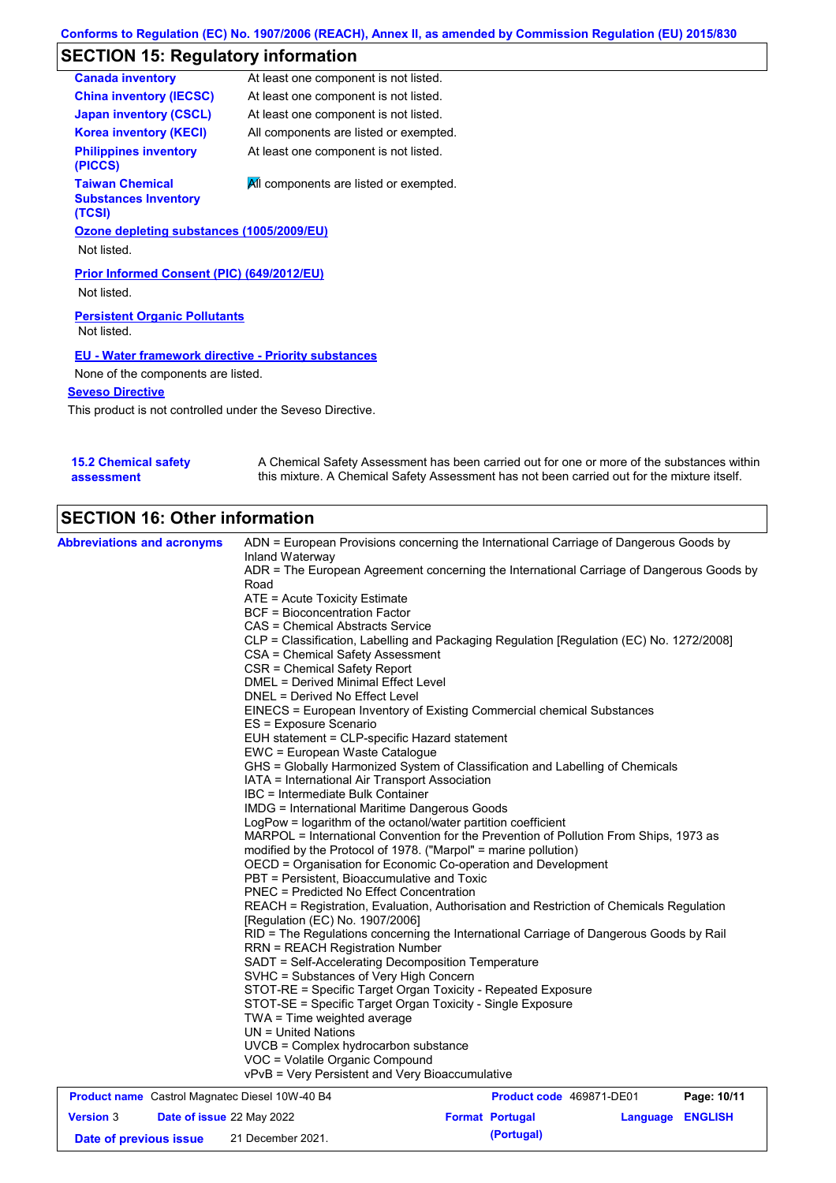## SECTION 15: Regulatory information

| | |
|---|---|
| **Canada inventory** | At least one component is not listed. |
| **China inventory (IECSC)** | At least one component is not listed. |
| **Japan inventory (CSCL)** | At least one component is not listed. |
| **Korea inventory (KECI)** | All components are listed or exempted. |
| **Philippines inventory (PICCS)** | At least one component is not listed. |
| **Taiwan Chemical Substances Inventory (TCSI)** | All components are listed or exempted. |

**Ozone depleting substances (1005/2009/EU)**

Not listed.

**Prior Informed Consent (PIC) (649/2012/EU)**

Not listed.

**Persistent Organic Pollutants**

Not listed.

**EU - Water framework directive - Priority substances**

None of the components are listed.

**Seveso Directive**

This product is not controlled under the Seveso Directive.

**15.2 Chemical safety assessment**

A Chemical Safety Assessment has been carried out for one or more of the substances within this mixture. A Chemical Safety Assessment has not been carried out for the mixture itself.

## SECTION 16: Other information

**Abbreviations and acronyms**

ADN = European Provisions concerning the International Carriage of Dangerous Goods by Inland Waterway
ADR = The European Agreement concerning the International Carriage of Dangerous Goods by Road
ATE = Acute Toxicity Estimate
BCF = Bioconcentration Factor
CAS = Chemical Abstracts Service
CLP = Classification, Labelling and Packaging Regulation [Regulation (EC) No. 1272/2008]
CSA = Chemical Safety Assessment
CSR = Chemical Safety Report
DMEL = Derived Minimal Effect Level
DNEL = Derived No Effect Level
EINECS = European Inventory of Existing Commercial chemical Substances
ES = Exposure Scenario
EUH statement = CLP-specific Hazard statement
EWC = European Waste Catalogue
GHS = Globally Harmonized System of Classification and Labelling of Chemicals
IATA = International Air Transport Association
IBC = Intermediate Bulk Container
IMDG = International Maritime Dangerous Goods
LogPow = logarithm of the octanol/water partition coefficient
MARPOL = International Convention for the Prevention of Pollution From Ships, 1973 as modified by the Protocol of 1978. ("Marpol" = marine pollution)
OECD = Organisation for Economic Co-operation and Development
PBT = Persistent, Bioaccumulative and Toxic
PNEC = Predicted No Effect Concentration
REACH = Registration, Evaluation, Authorisation and Restriction of Chemicals Regulation [Regulation (EC) No. 1907/2006]
RID = The Regulations concerning the International Carriage of Dangerous Goods by Rail
RRN = REACH Registration Number
SADT = Self-Accelerating Decomposition Temperature
SVHC = Substances of Very High Concern
STOT-RE = Specific Target Organ Toxicity - Repeated Exposure
STOT-SE = Specific Target Organ Toxicity - Single Exposure
TWA = Time weighted average
UN = United Nations
UVCB = Complex hydrocarbon substance
VOC = Volatile Organic Compound
vPvB = Very Persistent and Very Bioaccumulative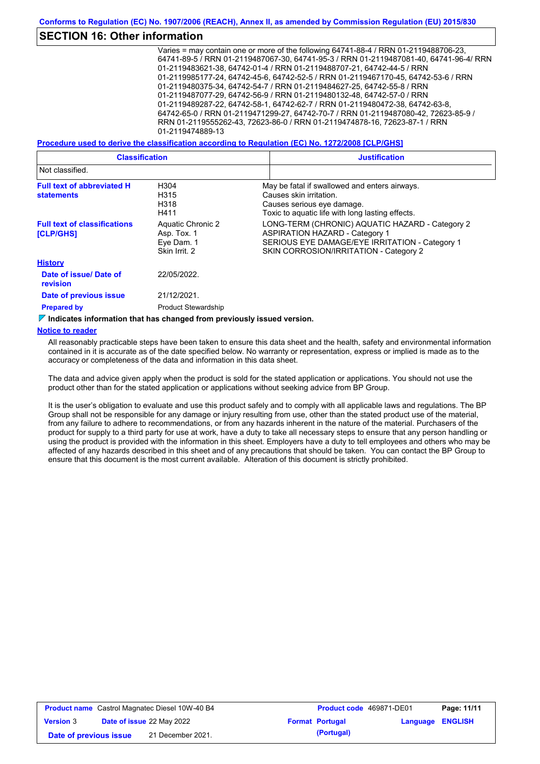## SECTION 16: Other information

Varies = may contain one or more of the following 64741-88-4 / RRN 01-2119488706-23, 64741-89-5 / RRN 01-2119487067-30, 64741-95-3 / RRN 01-2119487081-40, 64741-96-4/ RRN 01-2119483621-38, 64742-01-4 / RRN 01-2119488707-21, 64742-44-5 / RRN 01-2119985177-24, 64742-45-6, 64742-52-5 / RRN 01-2119467170-45, 64742-53-6 / RRN 01-2119480375-34, 64742-54-7 / RRN 01-2119484627-25, 64742-55-8 / RRN 01-2119487077-29, 64742-56-9 / RRN 01-2119480132-48, 64742-57-0 / RRN 01-2119489287-22, 64742-58-1, 64742-62-7 / RRN 01-2119480472-38, 64742-63-8, 64742-65-0 / RRN 01-2119471299-27, 64742-70-7 / RRN 01-2119487080-42, 72623-85-9 / RRN 01-2119555262-43, 72623-86-0 / RRN 01-2119474878-16, 72623-87-1 / RRN 01-2119474889-13

**Procedure used to derive the classification according to Regulation (EC) No. 1272/2008 [CLP/GHS]**

| Classification | Justification |
|---|---|
| Not classified. | |

**Full text of abbreviated H statements**

| | | |
|---|---|---|
| H304 | May be fatal if swallowed and enters airways. |
| H315 | Causes skin irritation. |
| H318 | Causes serious eye damage. |
| H411 | Toxic to aquatic life with long lasting effects. |

**Full text of classifications [CLP/GHS]**

| | |
|---|---|
| Aquatic Chronic 2 | LONG-TERM (CHRONIC) AQUATIC HAZARD - Category 2 |
| Asp. Tox. 1 | ASPIRATION HAZARD - Category 1 |
| Eye Dam. 1 | SERIOUS EYE DAMAGE/EYE IRRITATION - Category 1 |
| Skin Irrit. 2 | SKIN CORROSION/IRRITATION - Category 2 |

**History**

**Date of issue/ Date of revision:** 22/05/2022.

**Date of previous issue:** 21/12/2021.

**Prepared by:** Product Stewardship

**Indicates information that has changed from previously issued version.**

**Notice to reader**

All reasonably practicable steps have been taken to ensure this data sheet and the health, safety and environmental information contained in it is accurate as of the date specified below. No warranty or representation, express or implied is made as to the accuracy or completeness of the data and information in this data sheet.

The data and advice given apply when the product is sold for the stated application or applications. You should not use the product other than for the stated application or applications without seeking advice from BP Group.

It is the user's obligation to evaluate and use this product safely and to comply with all applicable laws and regulations. The BP Group shall not be responsible for any damage or injury resulting from use, other than the stated product use of the material, from any failure to adhere to recommendations, or from any hazards inherent in the nature of the material. Purchasers of the product for supply to a third party for use at work, have a duty to take all necessary steps to ensure that any person handling or using the product is provided with the information in this sheet. Employers have a duty to tell employees and others who may be affected of any hazards described in this sheet and of any precautions that should be taken. You can contact the BP Group to ensure that this document is the most current available. Alteration of this document is strictly prohibited.